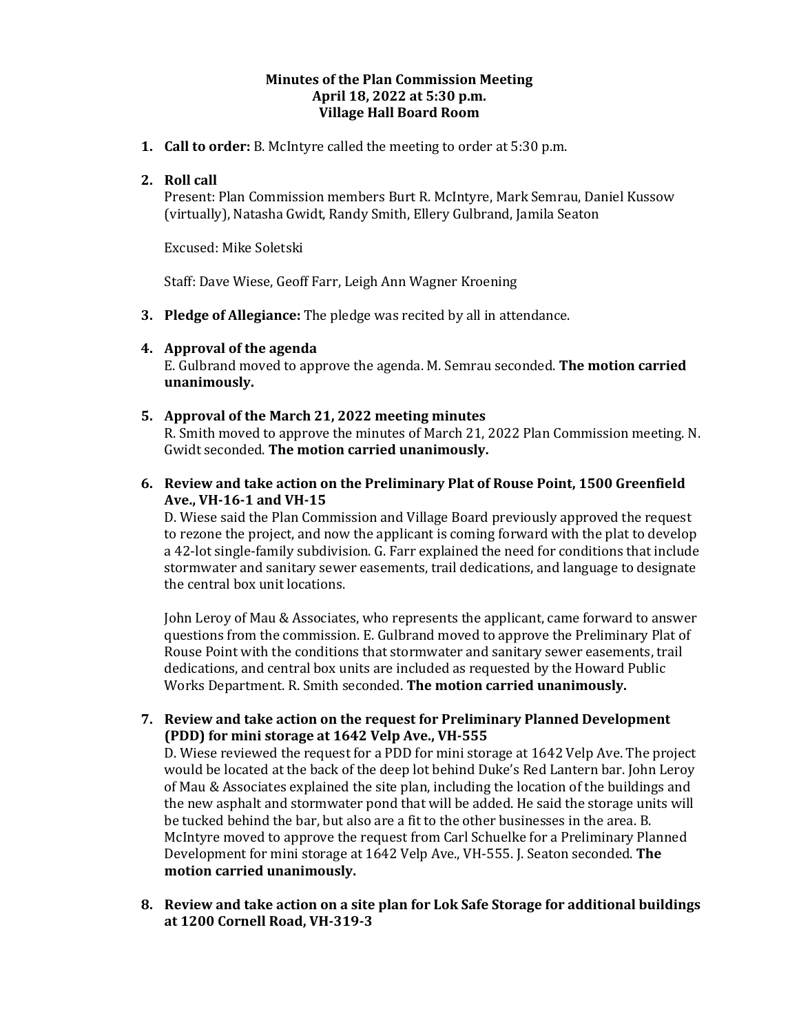**Minutes of the Plan Commission Meeting**
**April 18, 2022 at 5:30 p.m.**
**Village Hall Board Room**

1. **Call to order:** B. McIntyre called the meeting to order at 5:30 p.m.

2. **Roll call**
   Present: Plan Commission members Burt R. McIntyre, Mark Semrau, Daniel Kussow (virtually), Natasha Gwidt, Randy Smith, Ellery Gulbrand, Jamila Seaton

   Excused: Mike Soletski

   Staff: Dave Wiese, Geoff Farr, Leigh Ann Wagner Kroening

3. **Pledge of Allegiance:** The pledge was recited by all in attendance.

4. **Approval of the agenda**
   E. Gulbrand moved to approve the agenda. M. Semrau seconded. **The motion carried unanimously.**

5. **Approval of the March 21, 2022 meeting minutes**
   R. Smith moved to approve the minutes of March 21, 2022 Plan Commission meeting. N. Gwidt seconded. **The motion carried unanimously.**

6. **Review and take action on the Preliminary Plat of Rouse Point, 1500 Greenfield Ave., VH-16-1 and VH-15**
   D. Wiese said the Plan Commission and Village Board previously approved the request to rezone the project, and now the applicant is coming forward with the plat to develop a 42-lot single-family subdivision. G. Farr explained the need for conditions that include stormwater and sanitary sewer easements, trail dedications, and language to designate the central box unit locations.

   John Leroy of Mau & Associates, who represents the applicant, came forward to answer questions from the commission. E. Gulbrand moved to approve the Preliminary Plat of Rouse Point with the conditions that stormwater and sanitary sewer easements, trail dedications, and central box units are included as requested by the Howard Public Works Department. R. Smith seconded. **The motion carried unanimously.**

7. **Review and take action on the request for Preliminary Planned Development (PDD) for mini storage at 1642 Velp Ave., VH-555**
   D. Wiese reviewed the request for a PDD for mini storage at 1642 Velp Ave. The project would be located at the back of the deep lot behind Duke's Red Lantern bar. John Leroy of Mau & Associates explained the site plan, including the location of the buildings and the new asphalt and stormwater pond that will be added. He said the storage units will be tucked behind the bar, but also are a fit to the other businesses in the area. B. McIntyre moved to approve the request from Carl Schuelke for a Preliminary Planned Development for mini storage at 1642 Velp Ave., VH-555. J. Seaton seconded. **The motion carried unanimously.**

8. **Review and take action on a site plan for Lok Safe Storage for additional buildings at 1200 Cornell Road, VH-319-3**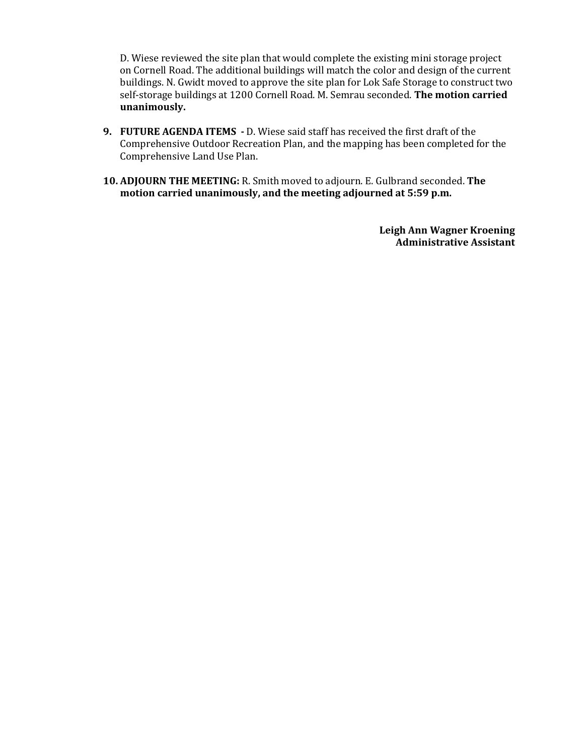D. Wiese reviewed the site plan that would complete the existing mini storage project on Cornell Road. The additional buildings will match the color and design of the current buildings. N. Gwidt moved to approve the site plan for Lok Safe Storage to construct two self-storage buildings at 1200 Cornell Road. M. Semrau seconded. **The motion carried unanimously.**

9. **FUTURE AGENDA ITEMS -** D. Wiese said staff has received the first draft of the Comprehensive Outdoor Recreation Plan, and the mapping has been completed for the Comprehensive Land Use Plan.

10. **ADJOURN THE MEETING:** R. Smith moved to adjourn. E. Gulbrand seconded. **The motion carried unanimously, and the meeting adjourned at 5:59 p.m.**

**Leigh Ann Wagner Kroening**
**Administrative Assistant**